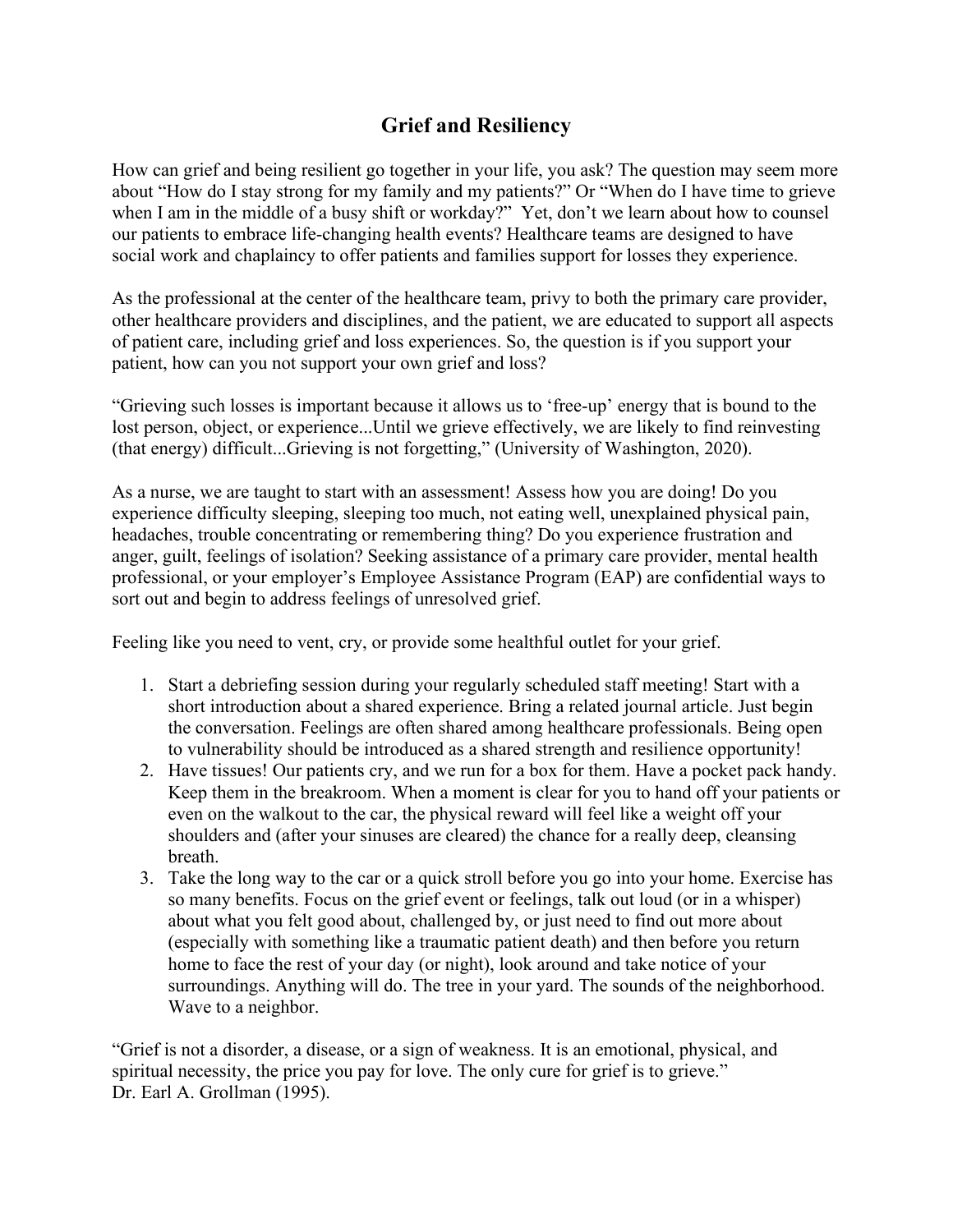# Grief and Resiliency

How can grief and being resilient go together in your life, you ask? The question may seem more about "How do I stay strong for my family and my patients?" Or "When do I have time to grieve when I am in the middle of a busy shift or workday?" Yet, don't we learn about how to counsel our patients to embrace life-changing health events? Healthcare teams are designed to have social work and chaplaincy to offer patients and families support for losses they experience.

As the professional at the center of the healthcare team, privy to both the primary care provider, other healthcare providers and disciplines, and the patient, we are educated to support all aspects of patient care, including grief and loss experiences. So, the question is if you support your patient, how can you not support your own grief and loss?

"Grieving such losses is important because it allows us to 'free-up' energy that is bound to the lost person, object, or experience...Until we grieve effectively, we are likely to find reinvesting (that energy) difficult...Grieving is not forgetting," (University of Washington, 2020).

As a nurse, we are taught to start with an assessment! Assess how you are doing! Do you experience difficulty sleeping, sleeping too much, not eating well, unexplained physical pain, headaches, trouble concentrating or remembering thing? Do you experience frustration and anger, guilt, feelings of isolation? Seeking assistance of a primary care provider, mental health professional, or your employer's Employee Assistance Program (EAP) are confidential ways to sort out and begin to address feelings of unresolved grief.

Feeling like you need to vent, cry, or provide some healthful outlet for your grief.

1. Start a debriefing session during your regularly scheduled staff meeting! Start with a short introduction about a shared experience. Bring a related journal article. Just begin the conversation. Feelings are often shared among healthcare professionals. Being open to vulnerability should be introduced as a shared strength and resilience opportunity!
2. Have tissues! Our patients cry, and we run for a box for them. Have a pocket pack handy. Keep them in the breakroom. When a moment is clear for you to hand off your patients or even on the walkout to the car, the physical reward will feel like a weight off your shoulders and (after your sinuses are cleared) the chance for a really deep, cleansing breath.
3. Take the long way to the car or a quick stroll before you go into your home. Exercise has so many benefits. Focus on the grief event or feelings, talk out loud (or in a whisper) about what you felt good about, challenged by, or just need to find out more about (especially with something like a traumatic patient death) and then before you return home to face the rest of your day (or night), look around and take notice of your surroundings. Anything will do. The tree in your yard. The sounds of the neighborhood. Wave to a neighbor.

"Grief is not a disorder, a disease, or a sign of weakness. It is an emotional, physical, and spiritual necessity, the price you pay for love. The only cure for grief is to grieve."
Dr. Earl A. Grollman (1995).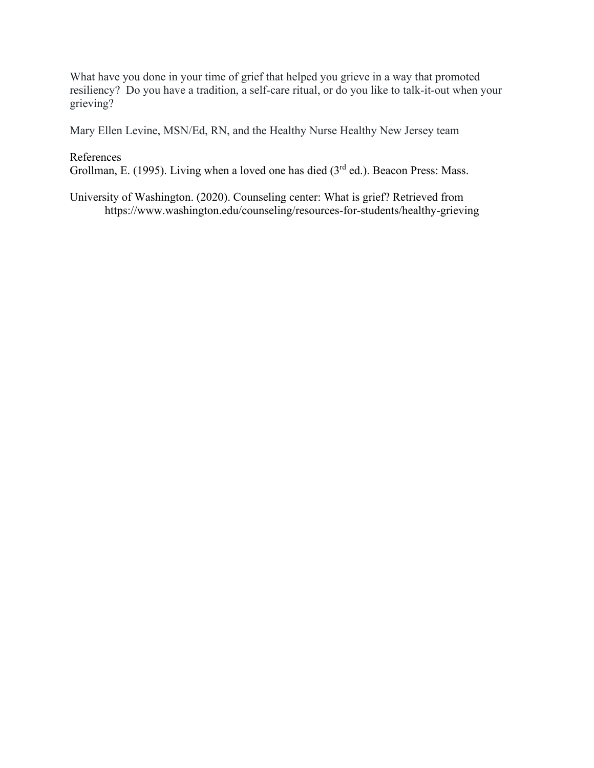What have you done in your time of grief that helped you grieve in a way that promoted resiliency?  Do you have a tradition, a self-care ritual, or do you like to talk-it-out when your grieving?

Mary Ellen Levine, MSN/Ed, RN, and the Healthy Nurse Healthy New Jersey team

References

Grollman, E. (1995). Living when a loved one has died ($3^{rd}$ ed.). Beacon Press: Mass.

University of Washington. (2020). Counseling center: What is grief? Retrieved from https://www.washington.edu/counseling/resources-for-students/healthy-grieving